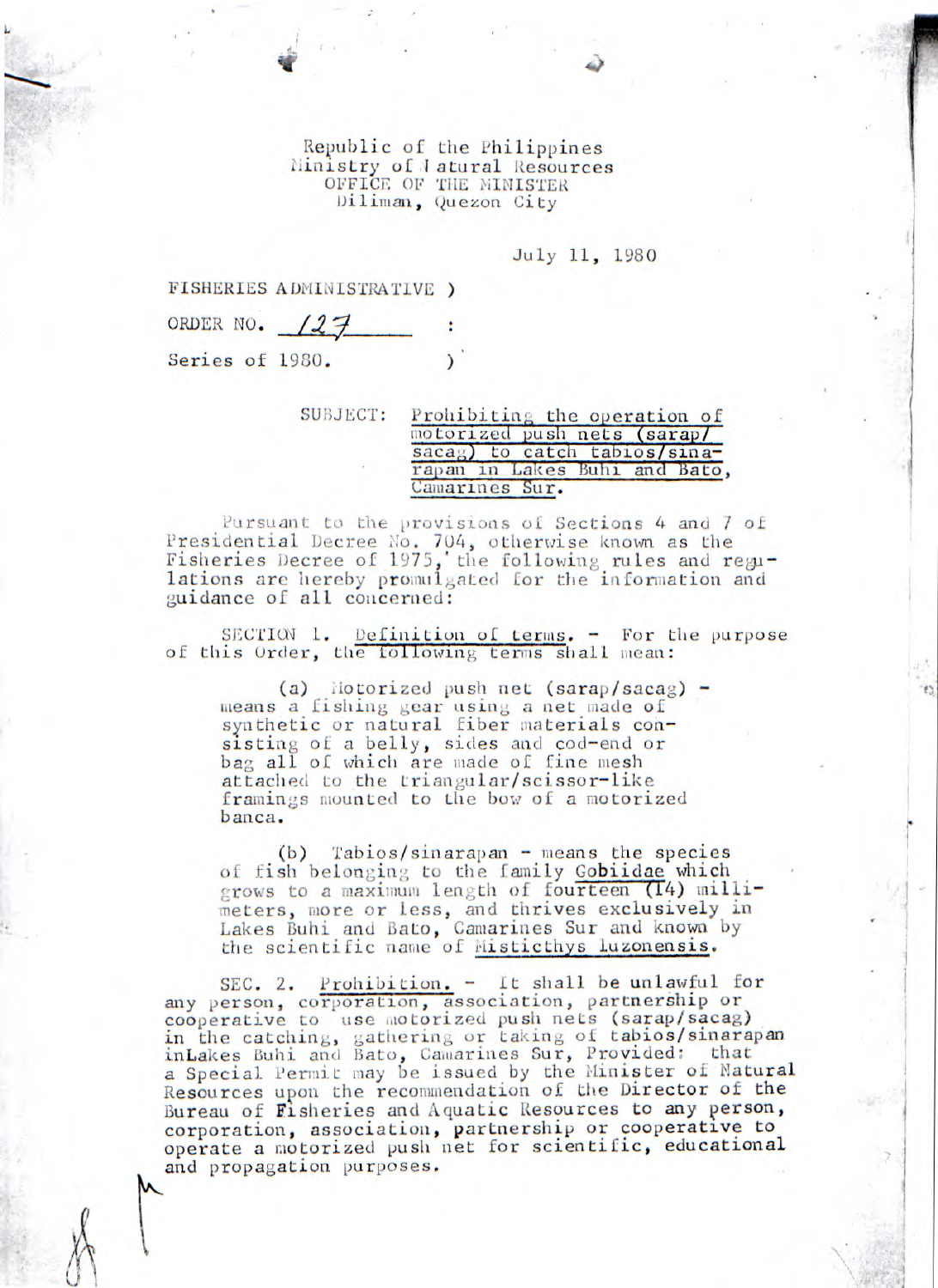Republic of the Philippines
Ministry of Natural Resources
OFFICE OF THE MINISTER
Diliman, Quezon City

July 11, 1980

FISHERIES ADMINISTRATIVE )
ORDER NO. 127 :
Series of 1980. )

SUBJECT: Prohibiting the operation of motorized push nets (sarap/sacag) to catch tabios/sinarapan in Lakes Buhi and Bato, Camarines Sur.

Pursuant to the provisions of Sections 4 and 7 of Presidential Decree No. 704, otherwise known as the Fisheries Decree of 1975, the following rules and regulations are hereby promulgated for the information and guidance of all concerned:

SECTION 1. Definition of terms. - For the purpose of this Order, the following terms shall mean:

(a) Motorized push net (sarap/sacag) - means a fishing gear using a net made of synthetic or natural fiber materials consisting of a belly, sides and cod-end or bag all of which are made of fine mesh attached to the triangular/scissor-like framings mounted to the bow of a motorized banca.

(b) Tabios/sinarapan - means the species of fish belonging to the family Gobiidae which grows to a maximum length of fourteen (14) millimeters, more or less, and thrives exclusively in Lakes Buhi and Bato, Camarines Sur and known by the scientific name of Misticthys luzonensis.

SEC. 2. Prohibition. - It shall be unlawful for any person, corporation, association, partnership or cooperative to use motorized push nets (sarap/sacag) in the catching, gathering or taking of tabios/sinarapan inLakes Buhi and Bato, Camarines Sur, Provided: that a Special Permit may be issued by the Minister of Natural Resources upon the recommendation of the Director of the Bureau of Fisheries and Aquatic Resources to any person, corporation, association, partnership or cooperative to operate a motorized push net for scientific, educational and propagation purposes.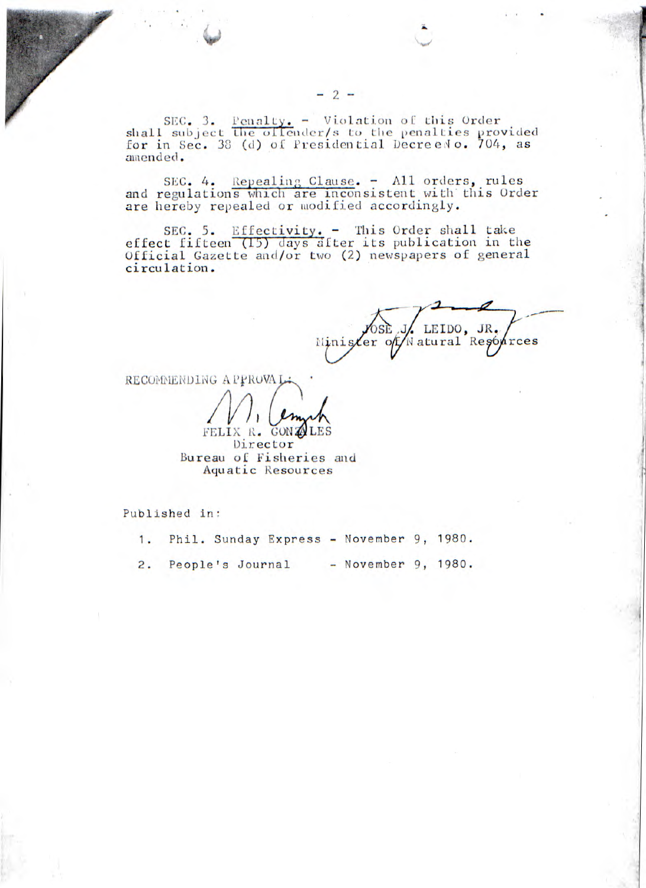SEC. 3. Penalty. - Violation of this Order shall subject the offender/s to the penalties provided for in Sec. 38 (d) of Presidential Decree No. 704, as amended.

SEC. 4. Repealing Clause. - All orders, rules and regulations which are inconsistent with this Order are hereby repealed or modified accordingly.

SEC. 5. Effectivity. - This Order shall take effect fifteen (15) days after its publication in the Official Gazette and/or two (2) newspapers of general circulation.

JOSE J. LEIDO, JR.
Minister of Natural Resources

RECOMMENDING APPROVAL:

FELIX R. GONZALES
Director
Bureau of Fisheries and Aquatic Resources

Published in:

1. Phil. Sunday Express - November 9, 1980.
2. People's Journal - November 9, 1980.